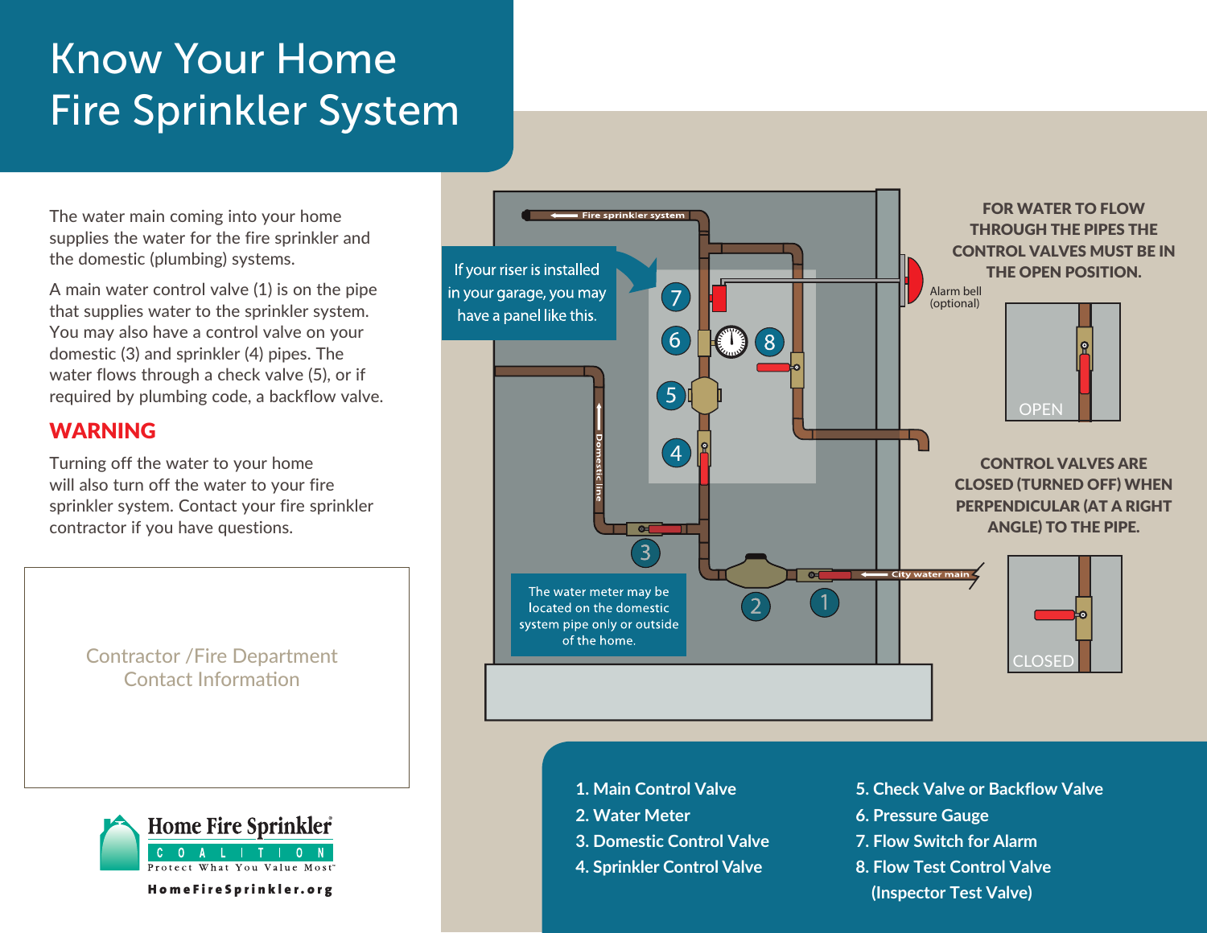# Know Your Home Fire Sprinkler System

The water main coming into your home supplies the water for the fire sprinkler and the domestic (plumbing) systems.

A main water control valve (1) is on the pipe that supplies water to the sprinkler system. You may also have a control valve on your domestic (3) and sprinkler (4) pipes. The water flows through a check valve (5), or if required by plumbing code, a backflow valve.

## WARNING

Turning off the water to your home will also turn off the water to your fire sprinkler system. Contact your fire sprinkler contractor if you have questions.

Contractor /Fire Department Contact Information

Home Fire Sprinkler COALITION
Protect What You Value Most™

HomeFireSprinkler.org

Fire sprinkler system

If your riser is installed in your garage, you may have a panel like this.

Domestic line

City water main

Alarm bell (optional)

The water meter may be located on the domestic system pipe only or outside of the home.

**FOR WATER TO FLOW THROUGH THE PIPES THE CONTROL VALVES MUST BE IN THE OPEN POSITION.**

OPEN

**CONTROL VALVES ARE CLOSED (TURNED OFF) WHEN PERPENDICULAR (AT A RIGHT ANGLE) TO THE PIPE.**

CLOSED

1. Main Control Valve
2. Water Meter
3. Domestic Control Valve
4. Sprinkler Control Valve
5. Check Valve or Backflow Valve
6. Pressure Gauge
7. Flow Switch for Alarm
8. Flow Test Control Valve (Inspector Test Valve)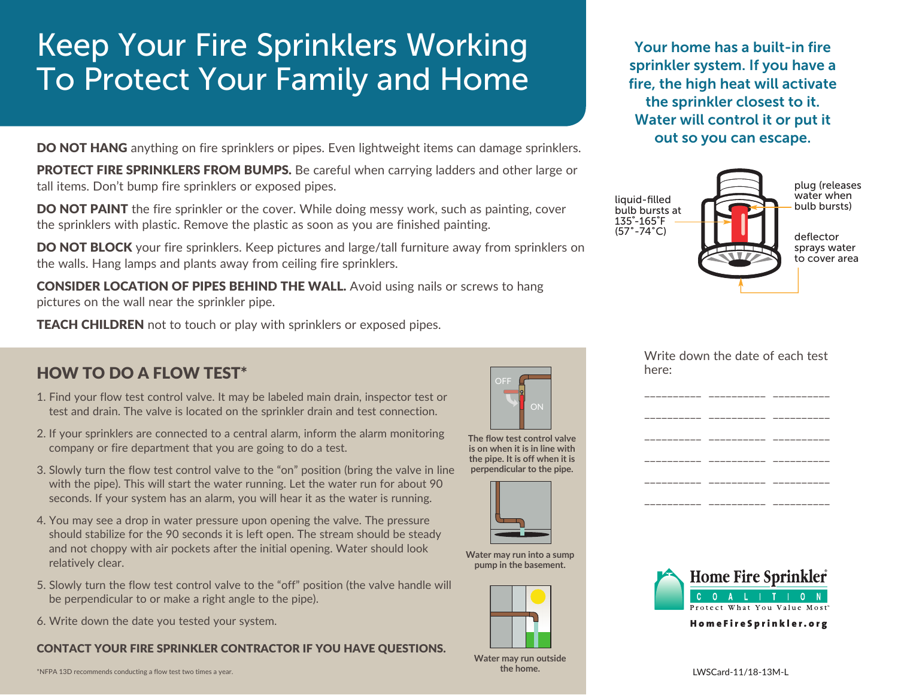# Keep Your Fire Sprinklers Working To Protect Your Family and Home

**DO NOT HANG** anything on fire sprinklers or pipes. Even lightweight items can damage sprinklers.

**PROTECT FIRE SPRINKLERS FROM BUMPS.** Be careful when carrying ladders and other large or tall items. Don't bump fire sprinklers or exposed pipes.

**DO NOT PAINT** the fire sprinkler or the cover. While doing messy work, such as painting, cover the sprinklers with plastic. Remove the plastic as soon as you are finished painting.

**DO NOT BLOCK** your fire sprinklers. Keep pictures and large/tall furniture away from sprinklers on the walls. Hang lamps and plants away from ceiling fire sprinklers.

**CONSIDER LOCATION OF PIPES BEHIND THE WALL.** Avoid using nails or screws to hang pictures on the wall near the sprinkler pipe.

**TEACH CHILDREN** not to touch or play with sprinklers or exposed pipes.

**Your home has a built-in fire sprinkler system. If you have a fire, the high heat will activate the sprinkler closest to it. Water will control it or put it out so you can escape.**

liquid-filled bulb bursts at 135˚-165˚F (57˚-74˚C)

plug (releases water when bulb bursts)

deflector sprays water to cover area

## HOW TO DO A FLOW TEST*

1. Find your flow test control valve. It may be labeled main drain, inspector test or test and drain. The valve is located on the sprinkler drain and test connection.
2. If your sprinklers are connected to a central alarm, inform the alarm monitoring company or fire department that you are going to do a test.
3. Slowly turn the flow test control valve to the "on" position (bring the valve in line with the pipe). This will start the water running. Let the water run for about 90 seconds. If your system has an alarm, you will hear it as the water is running.
4. You may see a drop in water pressure upon opening the valve. The pressure should stabilize for the 90 seconds it is left open. The stream should be steady and not choppy with air pockets after the initial opening. Water should look relatively clear.
5. Slowly turn the flow test control valve to the "off" position (the valve handle will be perpendicular to or make a right angle to the pipe).
6. Write down the date you tested your system.

**CONTACT YOUR FIRE SPRINKLER CONTRACTOR IF YOU HAVE QUESTIONS.**

OFF

ON

**The flow test control valve is on when it is in line with the pipe. It is off when it is perpendicular to the pipe.**

**Water may run into a sump pump in the basement.**

**Water may run outside the home.**

*NFPA 13D recommends conducting a flow test two times a year.

Write down the date of each test here:

__________ __________ __________

__________ __________ __________

__________ __________ __________

__________ __________ __________

__________ __________ __________

__________ __________ __________

Home Fire Sprinkler® COALITION

Protect What You Value Most™

HomeFireSprinkler.org

LWSCard-11/18-13M-L